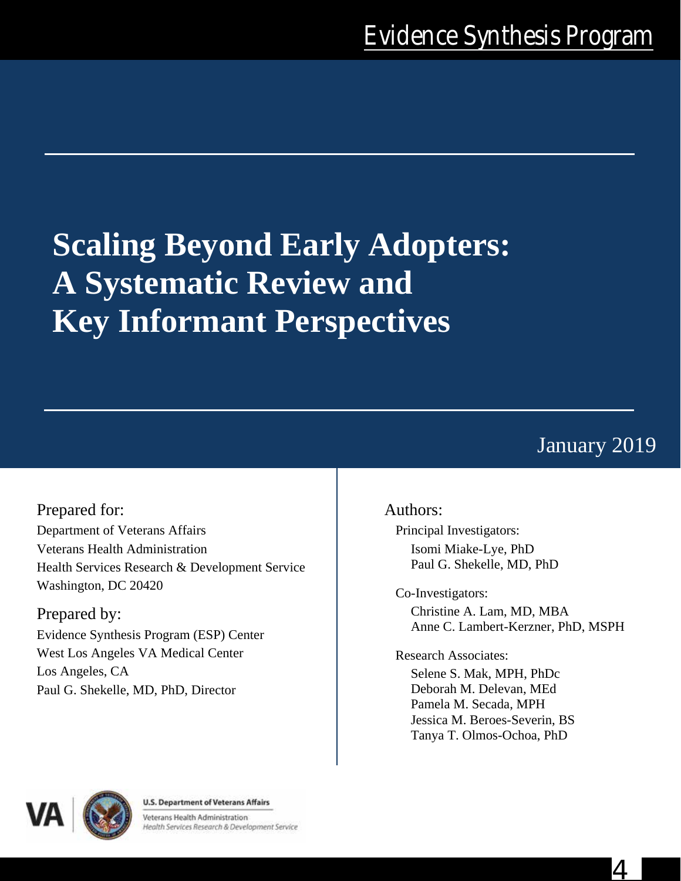Evidence Synthesis Program

# Scaling Beyond Early Adopters: A Systematic Review and Key Informant Perspectives

January 2019

**Prepared for:**
Department of Veterans Affairs
Veterans Health Administration
Health Services Research & Development Service
Washington, DC 20420

**Prepared by:**
Evidence Synthesis Program (ESP) Center
West Los Angeles VA Medical Center
Los Angeles, CA
Paul G. Shekelle, MD, PhD, Director

**Authors:**

Principal Investigators:
Isomi Miake-Lye, PhD
Paul G. Shekelle, MD, PhD

Co-Investigators:
Christine A. Lam, MD, MBA
Anne C. Lambert-Kerzner, PhD, MSPH

Research Associates:
Selene S. Mak, MPH, PhDc
Deborah M. Delevan, MEd
Pamela M. Secada, MPH
Jessica M. Beroes-Severin, BS
Tanya T. Olmos-Ochoa, PhD

U.S. Department of Veterans Affairs
Veterans Health Administration
*Health Services Research & Development Service*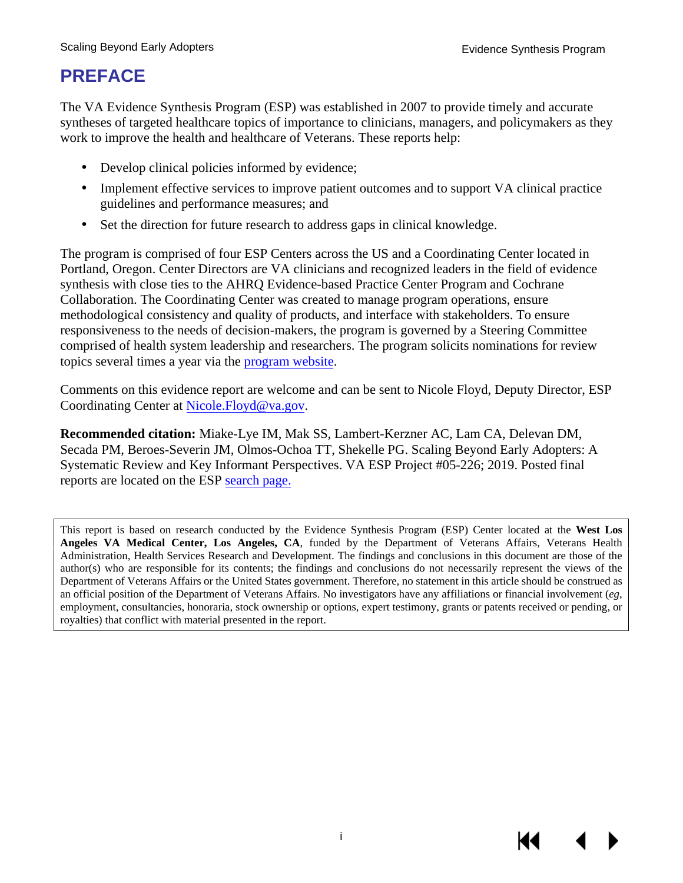# PREFACE

The VA Evidence Synthesis Program (ESP) was established in 2007 to provide timely and accurate syntheses of targeted healthcare topics of importance to clinicians, managers, and policymakers as they work to improve the health and healthcare of Veterans. These reports help:

- Develop clinical policies informed by evidence;
- Implement effective services to improve patient outcomes and to support VA clinical practice guidelines and performance measures; and
- Set the direction for future research to address gaps in clinical knowledge.

The program is comprised of four ESP Centers across the US and a Coordinating Center located in Portland, Oregon. Center Directors are VA clinicians and recognized leaders in the field of evidence synthesis with close ties to the AHRQ Evidence-based Practice Center Program and Cochrane Collaboration. The Coordinating Center was created to manage program operations, ensure methodological consistency and quality of products, and interface with stakeholders. To ensure responsiveness to the needs of decision-makers, the program is governed by a Steering Committee comprised of health system leadership and researchers. The program solicits nominations for review topics several times a year via the program website.

Comments on this evidence report are welcome and can be sent to Nicole Floyd, Deputy Director, ESP Coordinating Center at Nicole.Floyd@va.gov.

**Recommended citation:** Miake-Lye IM, Mak SS, Lambert-Kerzner AC, Lam CA, Delevan DM, Secada PM, Beroes-Severin JM, Olmos-Ochoa TT, Shekelle PG. Scaling Beyond Early Adopters: A Systematic Review and Key Informant Perspectives. VA ESP Project #05-226; 2019. Posted final reports are located on the ESP search page.

This report is based on research conducted by the Evidence Synthesis Program (ESP) Center located at the **West Los Angeles VA Medical Center, Los Angeles, CA**, funded by the Department of Veterans Affairs, Veterans Health Administration, Health Services Research and Development. The findings and conclusions in this document are those of the author(s) who are responsible for its contents; the findings and conclusions do not necessarily represent the views of the Department of Veterans Affairs or the United States government. Therefore, no statement in this article should be construed as an official position of the Department of Veterans Affairs. No investigators have any affiliations or financial involvement (*eg*, employment, consultancies, honoraria, stock ownership or options, expert testimony, grants or patents received or pending, or royalties) that conflict with material presented in the report.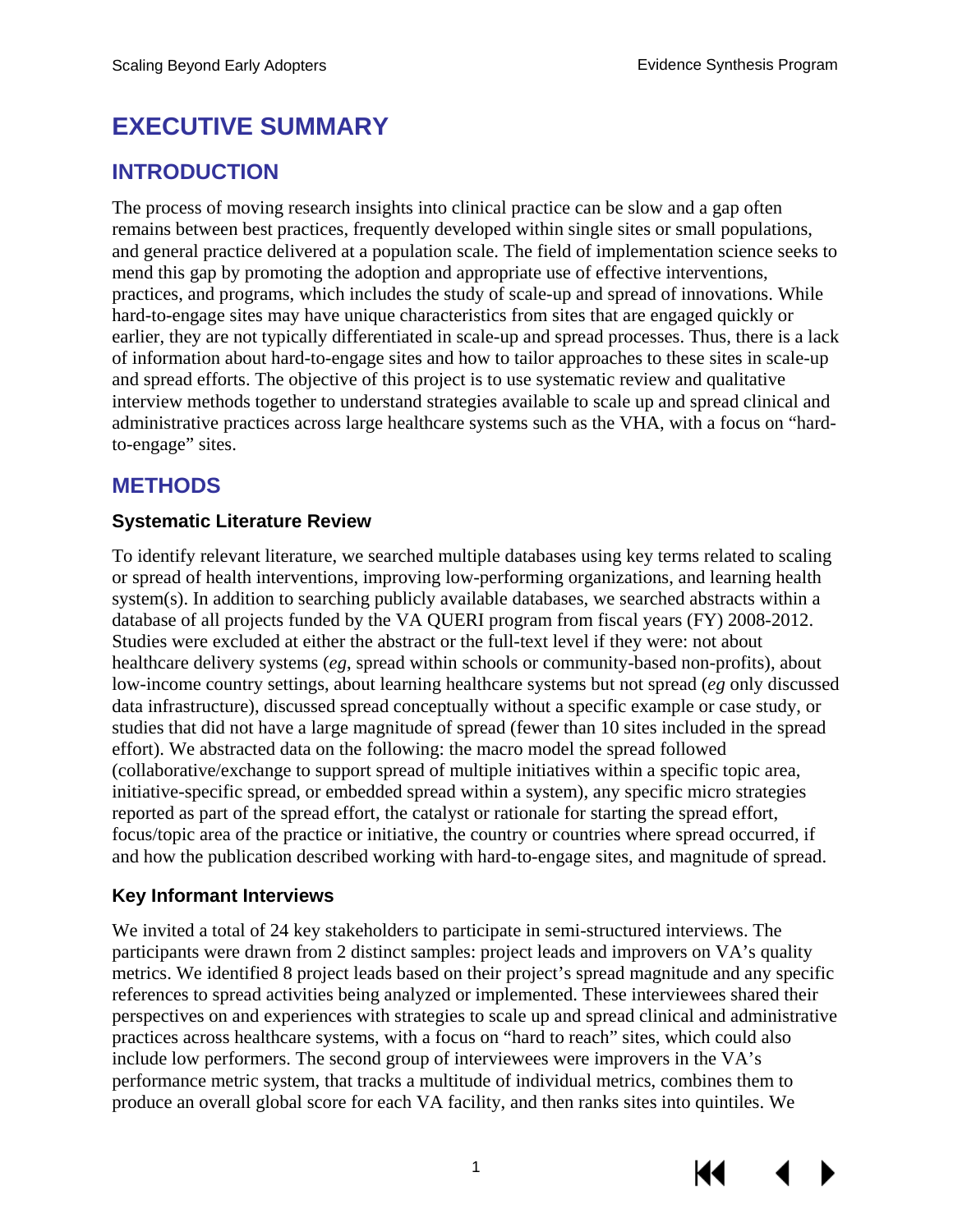# EXECUTIVE SUMMARY

## INTRODUCTION

The process of moving research insights into clinical practice can be slow and a gap often remains between best practices, frequently developed within single sites or small populations, and general practice delivered at a population scale. The field of implementation science seeks to mend this gap by promoting the adoption and appropriate use of effective interventions, practices, and programs, which includes the study of scale-up and spread of innovations. While hard-to-engage sites may have unique characteristics from sites that are engaged quickly or earlier, they are not typically differentiated in scale-up and spread processes. Thus, there is a lack of information about hard-to-engage sites and how to tailor approaches to these sites in scale-up and spread efforts. The objective of this project is to use systematic review and qualitative interview methods together to understand strategies available to scale up and spread clinical and administrative practices across large healthcare systems such as the VHA, with a focus on "hard-to-engage" sites.

## METHODS

### Systematic Literature Review

To identify relevant literature, we searched multiple databases using key terms related to scaling or spread of health interventions, improving low-performing organizations, and learning health system(s). In addition to searching publicly available databases, we searched abstracts within a database of all projects funded by the VA QUERI program from fiscal years (FY) 2008-2012. Studies were excluded at either the abstract or the full-text level if they were: not about healthcare delivery systems (*eg*, spread within schools or community-based non-profits), about low-income country settings, about learning healthcare systems but not spread (*eg* only discussed data infrastructure), discussed spread conceptually without a specific example or case study, or studies that did not have a large magnitude of spread (fewer than 10 sites included in the spread effort). We abstracted data on the following: the macro model the spread followed (collaborative/exchange to support spread of multiple initiatives within a specific topic area, initiative-specific spread, or embedded spread within a system), any specific micro strategies reported as part of the spread effort, the catalyst or rationale for starting the spread effort, focus/topic area of the practice or initiative, the country or countries where spread occurred, if and how the publication described working with hard-to-engage sites, and magnitude of spread.

### Key Informant Interviews

We invited a total of 24 key stakeholders to participate in semi-structured interviews. The participants were drawn from 2 distinct samples: project leads and improvers on VA's quality metrics. We identified 8 project leads based on their project's spread magnitude and any specific references to spread activities being analyzed or implemented. These interviewees shared their perspectives on and experiences with strategies to scale up and spread clinical and administrative practices across healthcare systems, with a focus on "hard to reach" sites, which could also include low performers. The second group of interviewees were improvers in the VA's performance metric system, that tracks a multitude of individual metrics, combines them to produce an overall global score for each VA facility, and then ranks sites into quintiles. We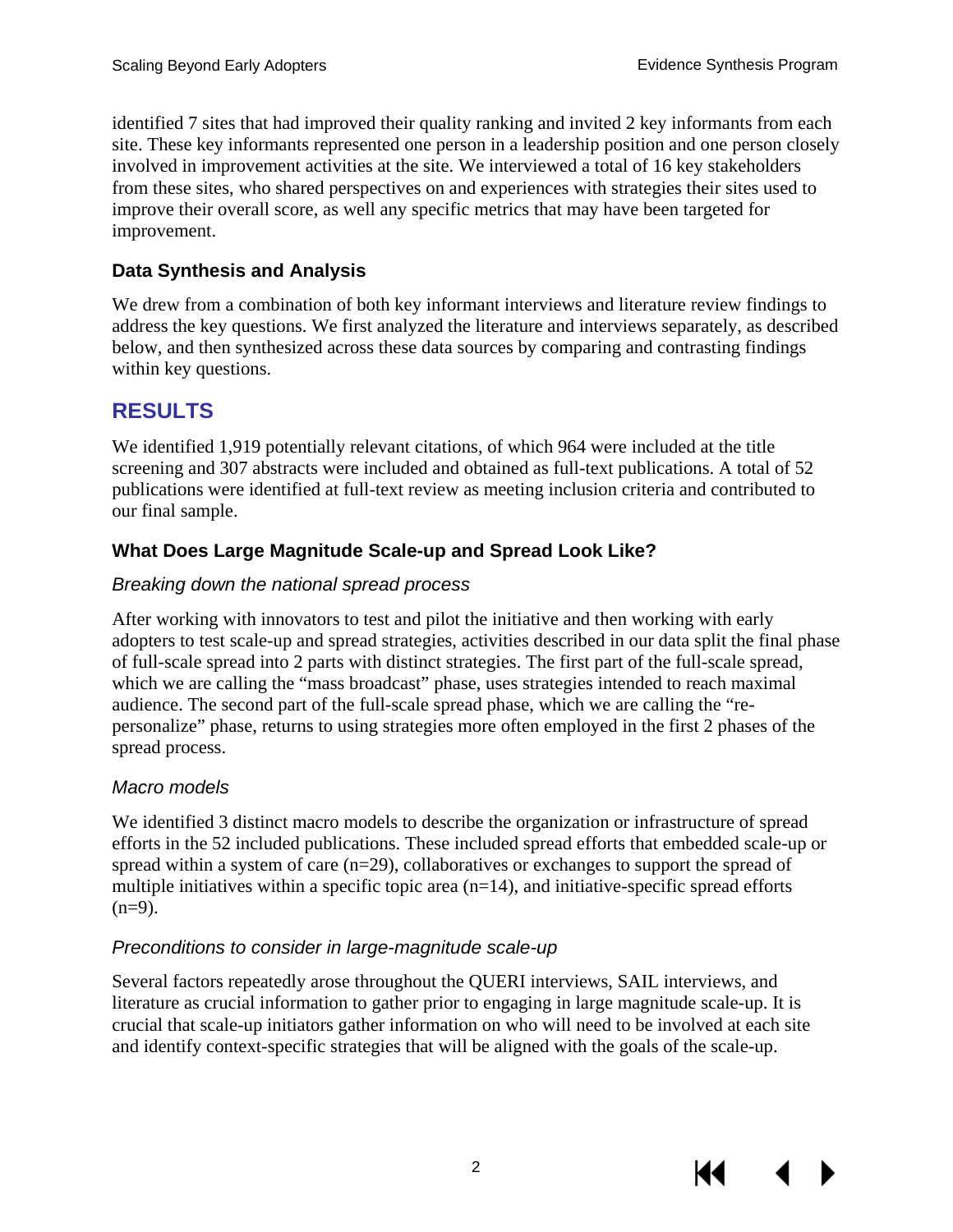identified 7 sites that had improved their quality ranking and invited 2 key informants from each site. These key informants represented one person in a leadership position and one person closely involved in improvement activities at the site. We interviewed a total of 16 key stakeholders from these sites, who shared perspectives on and experiences with strategies their sites used to improve their overall score, as well any specific metrics that may have been targeted for improvement.

### Data Synthesis and Analysis

We drew from a combination of both key informant interviews and literature review findings to address the key questions. We first analyzed the literature and interviews separately, as described below, and then synthesized across these data sources by comparing and contrasting findings within key questions.

## RESULTS

We identified 1,919 potentially relevant citations, of which 964 were included at the title screening and 307 abstracts were included and obtained as full-text publications. A total of 52 publications were identified at full-text review as meeting inclusion criteria and contributed to our final sample.

### What Does Large Magnitude Scale-up and Spread Look Like?

*Breaking down the national spread process*

After working with innovators to test and pilot the initiative and then working with early adopters to test scale-up and spread strategies, activities described in our data split the final phase of full-scale spread into 2 parts with distinct strategies. The first part of the full-scale spread, which we are calling the "mass broadcast" phase, uses strategies intended to reach maximal audience. The second part of the full-scale spread phase, which we are calling the "re-personalize" phase, returns to using strategies more often employed in the first 2 phases of the spread process.

*Macro models*

We identified 3 distinct macro models to describe the organization or infrastructure of spread efforts in the 52 included publications. These included spread efforts that embedded scale-up or spread within a system of care (n=29), collaboratives or exchanges to support the spread of multiple initiatives within a specific topic area (n=14), and initiative-specific spread efforts (n=9).

*Preconditions to consider in large-magnitude scale-up*

Several factors repeatedly arose throughout the QUERI interviews, SAIL interviews, and literature as crucial information to gather prior to engaging in large magnitude scale-up. It is crucial that scale-up initiators gather information on who will need to be involved at each site and identify context-specific strategies that will be aligned with the goals of the scale-up.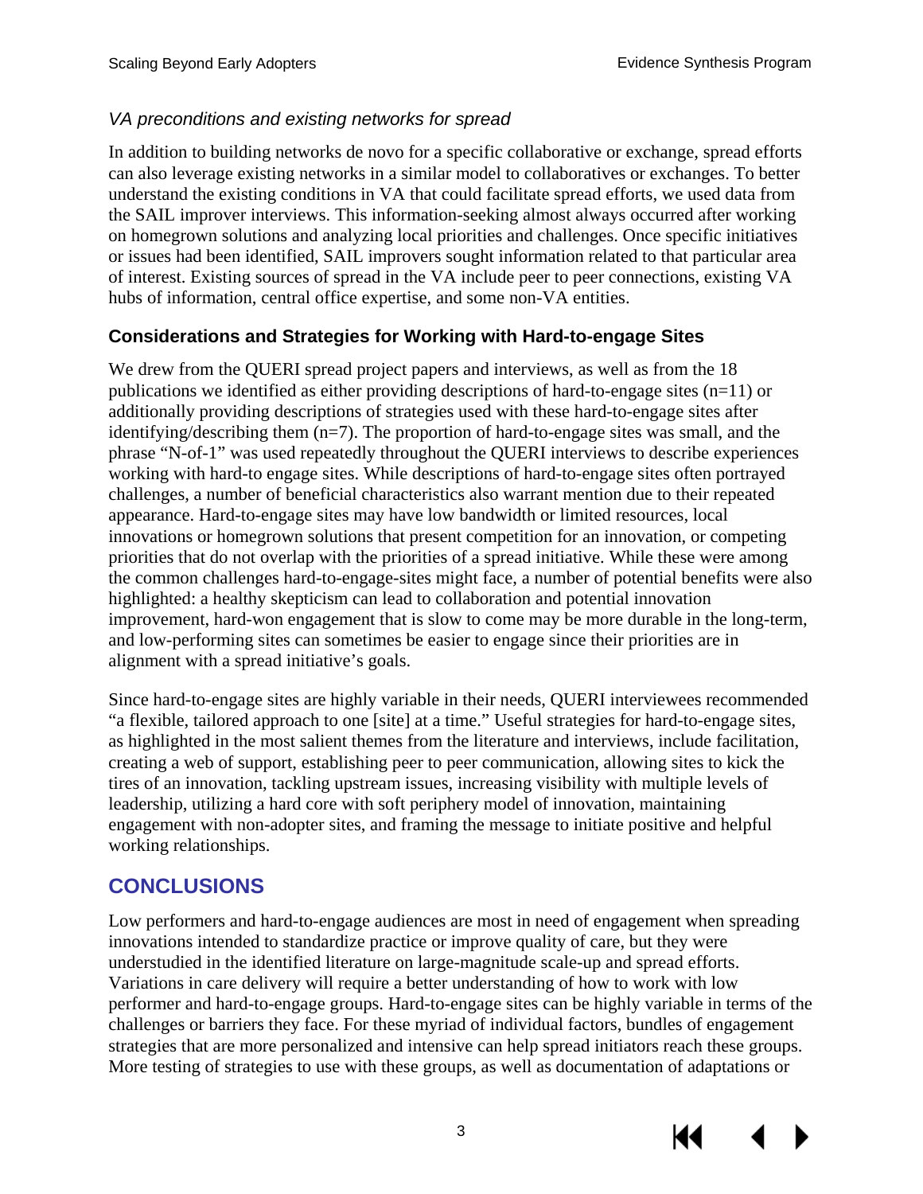*VA preconditions and existing networks for spread*

In addition to building networks de novo for a specific collaborative or exchange, spread efforts can also leverage existing networks in a similar model to collaboratives or exchanges. To better understand the existing conditions in VA that could facilitate spread efforts, we used data from the SAIL improver interviews. This information-seeking almost always occurred after working on homegrown solutions and analyzing local priorities and challenges. Once specific initiatives or issues had been identified, SAIL improvers sought information related to that particular area of interest. Existing sources of spread in the VA include peer to peer connections, existing VA hubs of information, central office expertise, and some non-VA entities.

### Considerations and Strategies for Working with Hard-to-engage Sites

We drew from the QUERI spread project papers and interviews, as well as from the 18 publications we identified as either providing descriptions of hard-to-engage sites (n=11) or additionally providing descriptions of strategies used with these hard-to-engage sites after identifying/describing them (n=7). The proportion of hard-to-engage sites was small, and the phrase "N-of-1" was used repeatedly throughout the QUERI interviews to describe experiences working with hard-to engage sites. While descriptions of hard-to-engage sites often portrayed challenges, a number of beneficial characteristics also warrant mention due to their repeated appearance. Hard-to-engage sites may have low bandwidth or limited resources, local innovations or homegrown solutions that present competition for an innovation, or competing priorities that do not overlap with the priorities of a spread initiative. While these were among the common challenges hard-to-engage-sites might face, a number of potential benefits were also highlighted: a healthy skepticism can lead to collaboration and potential innovation improvement, hard-won engagement that is slow to come may be more durable in the long-term, and low-performing sites can sometimes be easier to engage since their priorities are in alignment with a spread initiative's goals.

Since hard-to-engage sites are highly variable in their needs, QUERI interviewees recommended "a flexible, tailored approach to one [site] at a time." Useful strategies for hard-to-engage sites, as highlighted in the most salient themes from the literature and interviews, include facilitation, creating a web of support, establishing peer to peer communication, allowing sites to kick the tires of an innovation, tackling upstream issues, increasing visibility with multiple levels of leadership, utilizing a hard core with soft periphery model of innovation, maintaining engagement with non-adopter sites, and framing the message to initiate positive and helpful working relationships.

## CONCLUSIONS

Low performers and hard-to-engage audiences are most in need of engagement when spreading innovations intended to standardize practice or improve quality of care, but they were understudied in the identified literature on large-magnitude scale-up and spread efforts. Variations in care delivery will require a better understanding of how to work with low performer and hard-to-engage groups. Hard-to-engage sites can be highly variable in terms of the challenges or barriers they face. For these myriad of individual factors, bundles of engagement strategies that are more personalized and intensive can help spread initiators reach these groups. More testing of strategies to use with these groups, as well as documentation of adaptations or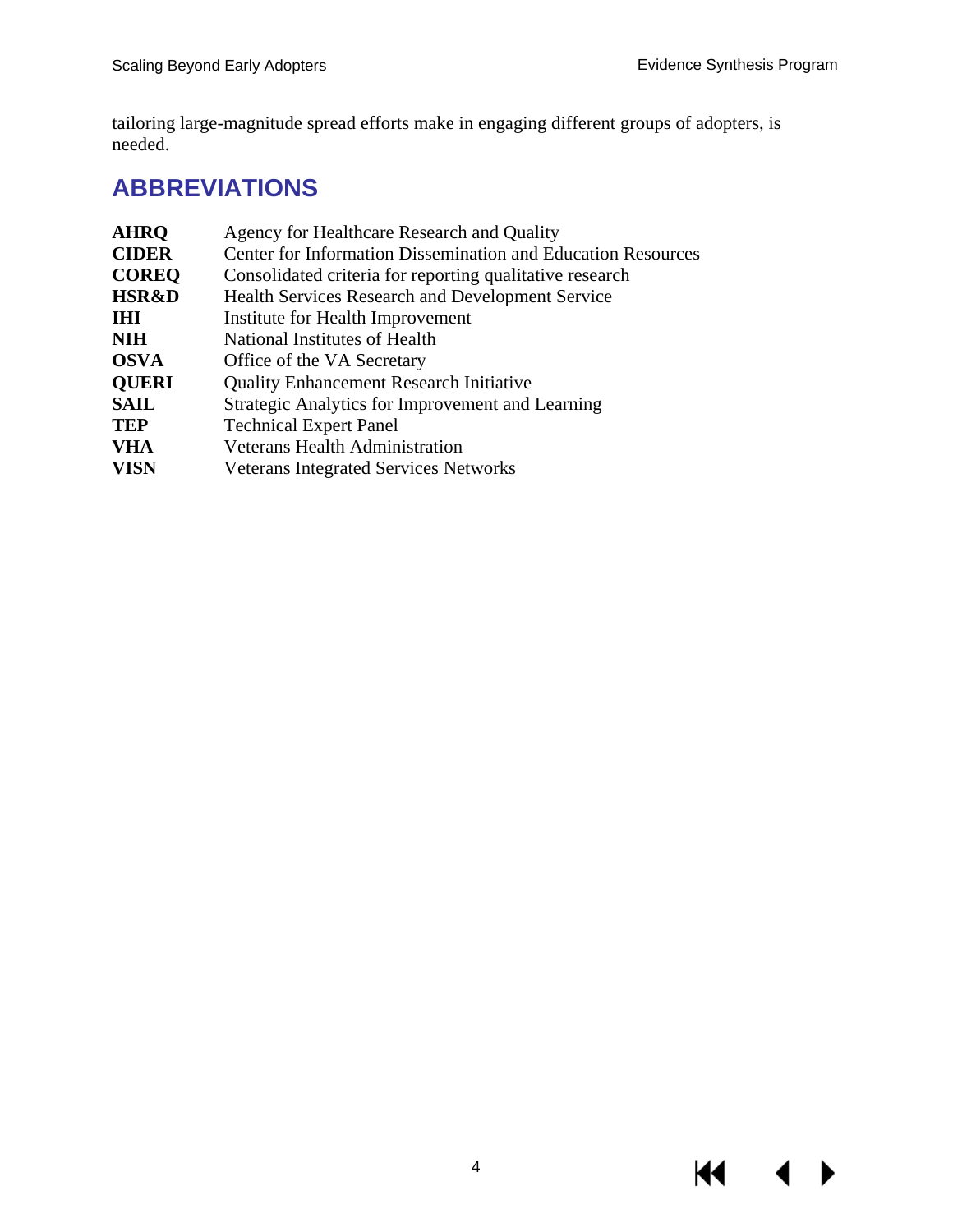tailoring large-magnitude spread efforts make in engaging different groups of adopters, is needed.

## ABBREVIATIONS

| | |
|---|---|
| **AHRQ** | Agency for Healthcare Research and Quality |
| **CIDER** | Center for Information Dissemination and Education Resources |
| **COREQ** | Consolidated criteria for reporting qualitative research |
| **HSR&D** | Health Services Research and Development Service |
| **IHI** | Institute for Health Improvement |
| **NIH** | National Institutes of Health |
| **OSVA** | Office of the VA Secretary |
| **QUERI** | Quality Enhancement Research Initiative |
| **SAIL** | Strategic Analytics for Improvement and Learning |
| **TEP** | Technical Expert Panel |
| **VHA** | Veterans Health Administration |
| **VISN** | Veterans Integrated Services Networks |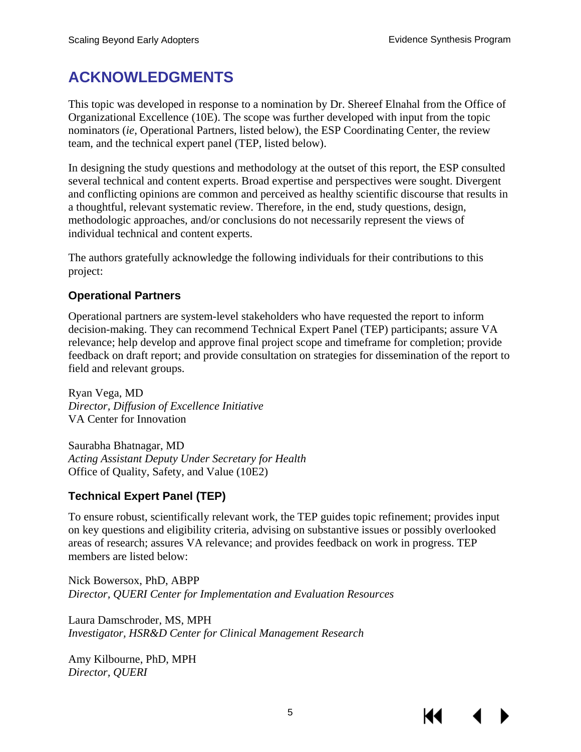# ACKNOWLEDGMENTS

This topic was developed in response to a nomination by Dr. Shereef Elnahal from the Office of Organizational Excellence (10E). The scope was further developed with input from the topic nominators (*ie*, Operational Partners, listed below), the ESP Coordinating Center, the review team, and the technical expert panel (TEP, listed below).

In designing the study questions and methodology at the outset of this report, the ESP consulted several technical and content experts. Broad expertise and perspectives were sought. Divergent and conflicting opinions are common and perceived as healthy scientific discourse that results in a thoughtful, relevant systematic review. Therefore, in the end, study questions, design, methodologic approaches, and/or conclusions do not necessarily represent the views of individual technical and content experts.

The authors gratefully acknowledge the following individuals for their contributions to this project:

### Operational Partners

Operational partners are system-level stakeholders who have requested the report to inform decision-making. They can recommend Technical Expert Panel (TEP) participants; assure VA relevance; help develop and approve final project scope and timeframe for completion; provide feedback on draft report; and provide consultation on strategies for dissemination of the report to field and relevant groups.

Ryan Vega, MD
*Director, Diffusion of Excellence Initiative*
VA Center for Innovation

Saurabha Bhatnagar, MD
*Acting Assistant Deputy Under Secretary for Health*
Office of Quality, Safety, and Value (10E2)

### Technical Expert Panel (TEP)

To ensure robust, scientifically relevant work, the TEP guides topic refinement; provides input on key questions and eligibility criteria, advising on substantive issues or possibly overlooked areas of research; assures VA relevance; and provides feedback on work in progress. TEP members are listed below:

Nick Bowersox, PhD, ABPP
*Director, QUERI Center for Implementation and Evaluation Resources*

Laura Damschroder, MS, MPH
*Investigator, HSR&D Center for Clinical Management Research*

Amy Kilbourne, PhD, MPH
*Director, QUERI*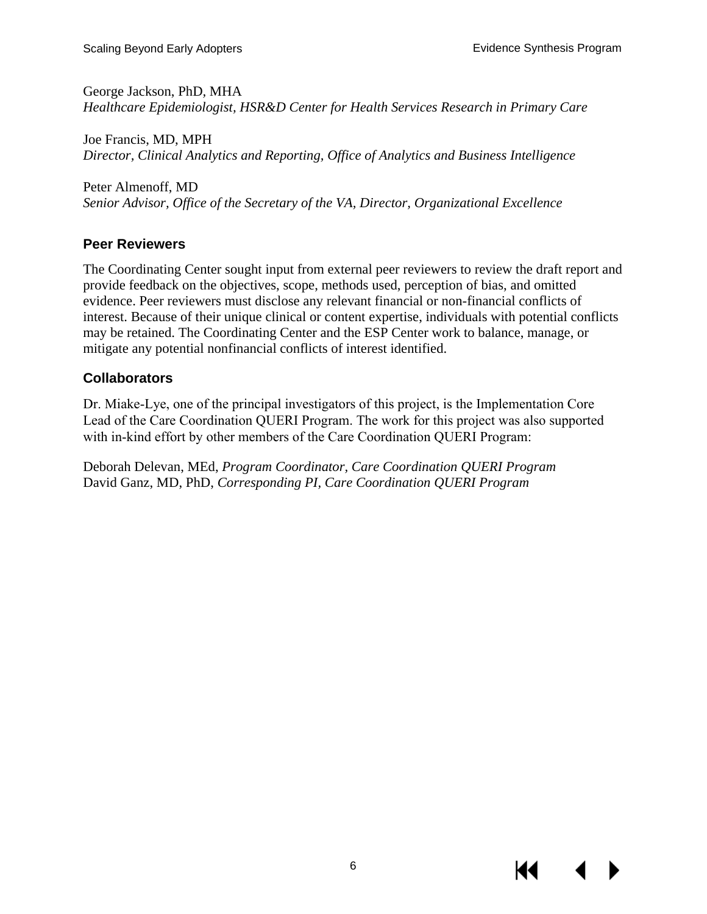George Jackson, PhD, MHA
*Healthcare Epidemiologist, HSR&D Center for Health Services Research in Primary Care*

Joe Francis, MD, MPH
*Director, Clinical Analytics and Reporting, Office of Analytics and Business Intelligence*

Peter Almenoff, MD
*Senior Advisor, Office of the Secretary of the VA, Director, Organizational Excellence*

## Peer Reviewers

The Coordinating Center sought input from external peer reviewers to review the draft report and provide feedback on the objectives, scope, methods used, perception of bias, and omitted evidence. Peer reviewers must disclose any relevant financial or non-financial conflicts of interest. Because of their unique clinical or content expertise, individuals with potential conflicts may be retained. The Coordinating Center and the ESP Center work to balance, manage, or mitigate any potential nonfinancial conflicts of interest identified.

## Collaborators

Dr. Miake-Lye, one of the principal investigators of this project, is the Implementation Core Lead of the Care Coordination QUERI Program. The work for this project was also supported with in-kind effort by other members of the Care Coordination QUERI Program:

Deborah Delevan, MEd, *Program Coordinator, Care Coordination QUERI Program*
David Ganz, MD, PhD, *Corresponding PI, Care Coordination QUERI Program*